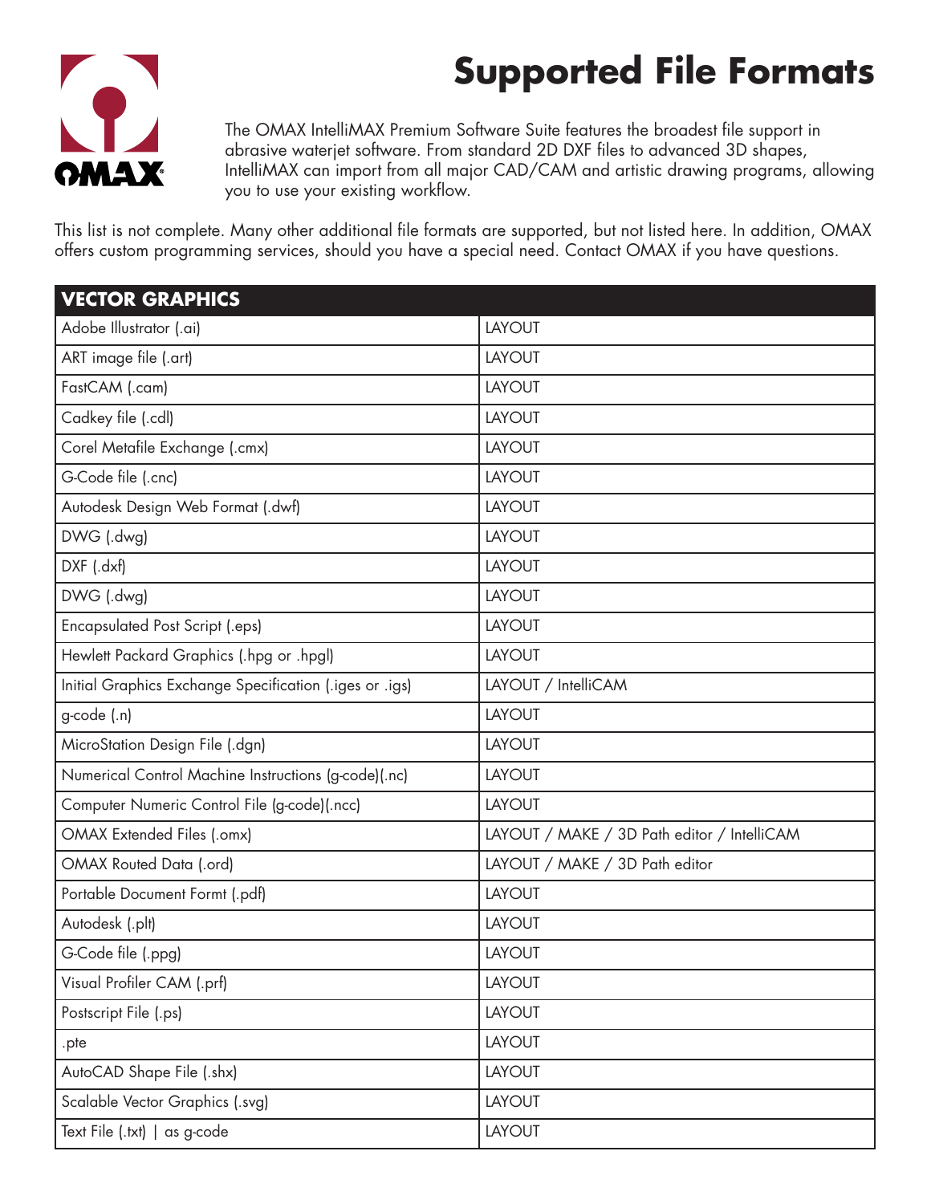# Supported File Formats

The OMAX IntelliMAX Premium Software Suite features the broadest file support in abrasive waterjet software. From standard 2D DXF files to advanced 3D shapes, IntelliMAX can import from all major CAD/CAM and artistic drawing programs, allowing you to use your existing workflow.

This list is not complete. Many other additional file formats are supported, but not listed here. In addition, OMAX offers custom programming services, should you have a special need. Contact OMAX if you have questions.

| VECTOR GRAPHICS | |
|---|---|
| Adobe Illustrator (.ai) | LAYOUT |
| ART image file (.art) | LAYOUT |
| FastCAM (.cam) | LAYOUT |
| Cadkey file (.cdl) | LAYOUT |
| Corel Metafile Exchange (.cmx) | LAYOUT |
| G-Code file (.cnc) | LAYOUT |
| Autodesk Design Web Format (.dwf) | LAYOUT |
| DWG (.dwg) | LAYOUT |
| DXF (.dxf) | LAYOUT |
| DWG (.dwg) | LAYOUT |
| Encapsulated Post Script (.eps) | LAYOUT |
| Hewlett Packard Graphics (.hpg or .hpgl) | LAYOUT |
| Initial Graphics Exchange Specification (.iges or .igs) | LAYOUT / IntelliCAM |
| g-code (.n) | LAYOUT |
| MicroStation Design File (.dgn) | LAYOUT |
| Numerical Control Machine Instructions (g-code)(.nc) | LAYOUT |
| Computer Numeric Control File (g-code)(.ncc) | LAYOUT |
| OMAX Extended Files (.omx) | LAYOUT / MAKE / 3D Path editor / IntelliCAM |
| OMAX Routed Data (.ord) | LAYOUT / MAKE / 3D Path editor |
| Portable Document Formt (.pdf) | LAYOUT |
| Autodesk (.plt) | LAYOUT |
| G-Code file (.ppg) | LAYOUT |
| Visual Profiler CAM (.prf) | LAYOUT |
| Postscript File (.ps) | LAYOUT |
| .pte | LAYOUT |
| AutoCAD Shape File (.shx) | LAYOUT |
| Scalable Vector Graphics (.svg) | LAYOUT |
| Text File (.txt) \| as g-code | LAYOUT |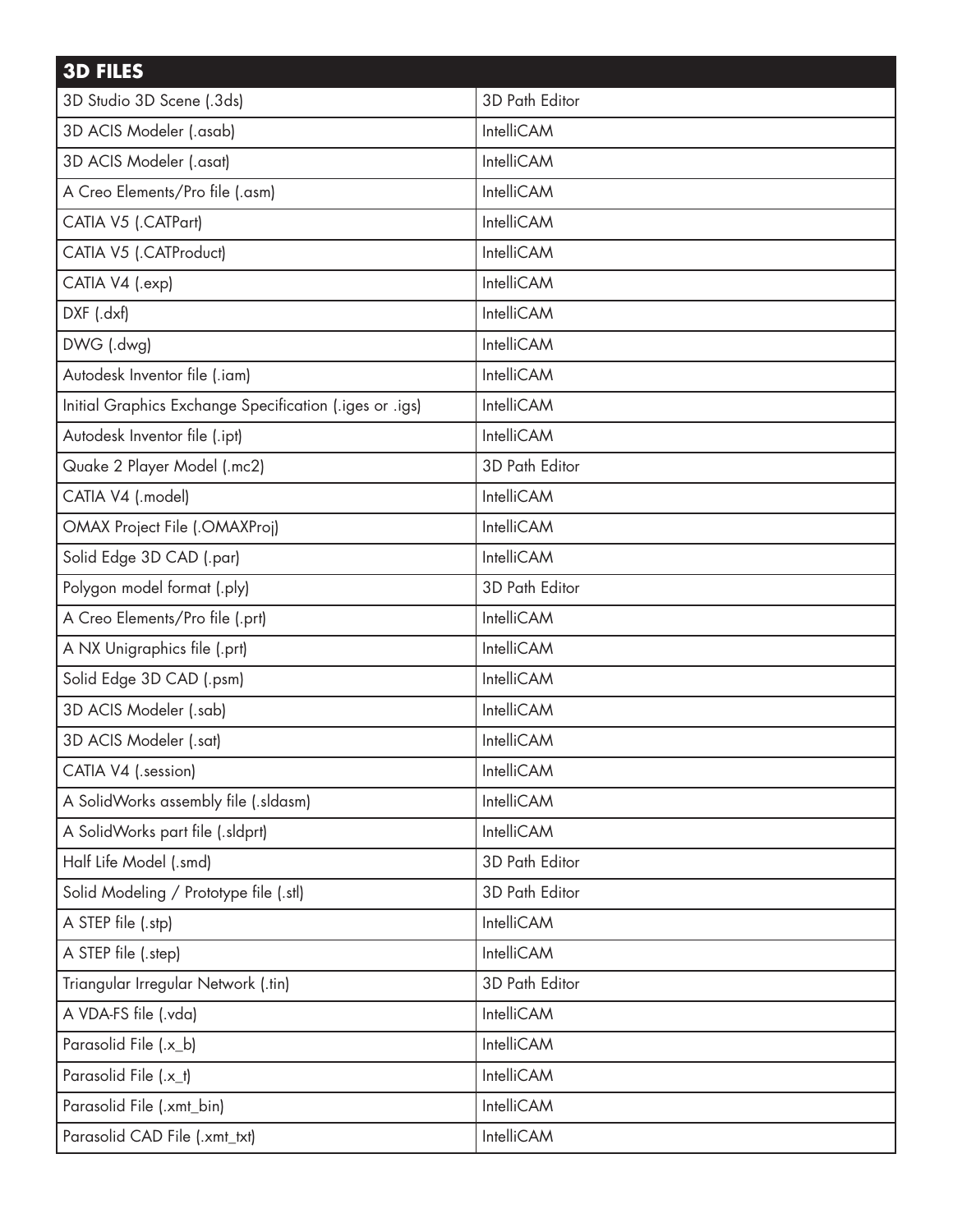| 3D FILES | |
|---|---|
| 3D Studio 3D Scene (.3ds) | 3D Path Editor |
| 3D ACIS Modeler (.asab) | IntelliCAM |
| 3D ACIS Modeler (.asat) | IntelliCAM |
| A Creo Elements/Pro file (.asm) | IntelliCAM |
| CATIA V5 (.CATPart) | IntelliCAM |
| CATIA V5 (.CATProduct) | IntelliCAM |
| CATIA V4 (.exp) | IntelliCAM |
| DXF (.dxf) | IntelliCAM |
| DWG (.dwg) | IntelliCAM |
| Autodesk Inventor file (.iam) | IntelliCAM |
| Initial Graphics Exchange Specification (.iges or .igs) | IntelliCAM |
| Autodesk Inventor file (.ipt) | IntelliCAM |
| Quake 2 Player Model (.mc2) | 3D Path Editor |
| CATIA V4 (.model) | IntelliCAM |
| OMAX Project File (.OMAXProj) | IntelliCAM |
| Solid Edge 3D CAD (.par) | IntelliCAM |
| Polygon model format (.ply) | 3D Path Editor |
| A Creo Elements/Pro file (.prt) | IntelliCAM |
| A NX Unigraphics file (.prt) | IntelliCAM |
| Solid Edge 3D CAD (.psm) | IntelliCAM |
| 3D ACIS Modeler (.sab) | IntelliCAM |
| 3D ACIS Modeler (.sat) | IntelliCAM |
| CATIA V4 (.session) | IntelliCAM |
| A SolidWorks assembly file (.sldasm) | IntelliCAM |
| A SolidWorks part file (.sldprt) | IntelliCAM |
| Half Life Model (.smd) | 3D Path Editor |
| Solid Modeling / Prototype file (.stl) | 3D Path Editor |
| A STEP file (.stp) | IntelliCAM |
| A STEP file (.step) | IntelliCAM |
| Triangular Irregular Network (.tin) | 3D Path Editor |
| A VDA-FS file (.vda) | IntelliCAM |
| Parasolid File (.x_b) | IntelliCAM |
| Parasolid File (.x_t) | IntelliCAM |
| Parasolid File (.xmt_bin) | IntelliCAM |
| Parasolid CAD File (.xmt_txt) | IntelliCAM |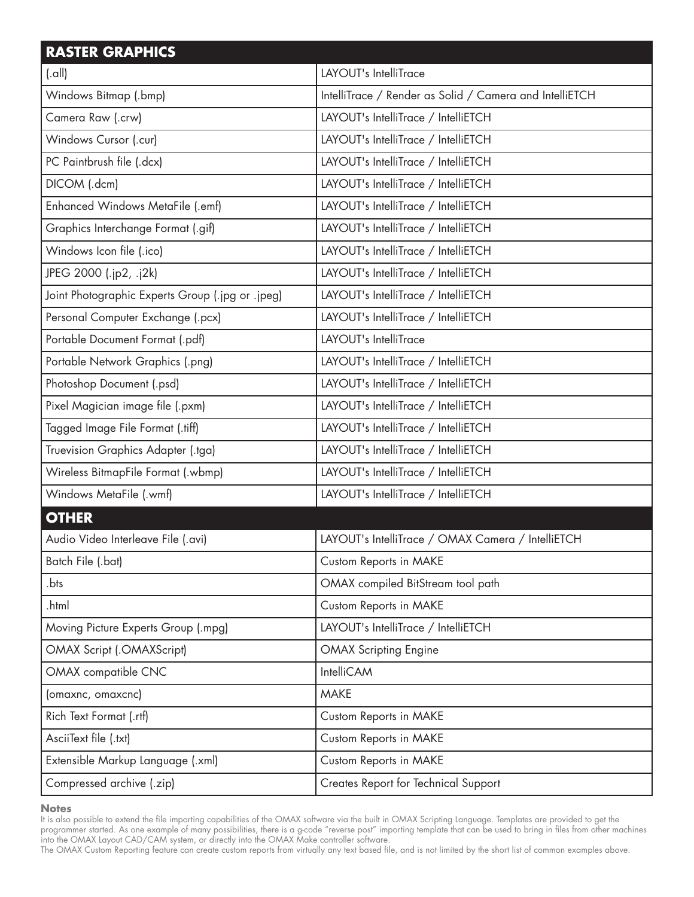| RASTER GRAPHICS | |
|---|---|
| (.all) | LAYOUT's IntelliTrace |
| Windows Bitmap (.bmp) | IntelliTrace / Render as Solid / Camera and IntelliETCH |
| Camera Raw (.crw) | LAYOUT's IntelliTrace / IntelliETCH |
| Windows Cursor (.cur) | LAYOUT's IntelliTrace / IntelliETCH |
| PC Paintbrush file (.dcx) | LAYOUT's IntelliTrace / IntelliETCH |
| DICOM (.dcm) | LAYOUT's IntelliTrace / IntelliETCH |
| Enhanced Windows MetaFile (.emf) | LAYOUT's IntelliTrace / IntelliETCH |
| Graphics Interchange Format (.gif) | LAYOUT's IntelliTrace / IntelliETCH |
| Windows Icon file (.ico) | LAYOUT's IntelliTrace / IntelliETCH |
| JPEG 2000 (.jp2, .j2k) | LAYOUT's IntelliTrace / IntelliETCH |
| Joint Photographic Experts Group (.jpg or .jpeg) | LAYOUT's IntelliTrace / IntelliETCH |
| Personal Computer Exchange (.pcx) | LAYOUT's IntelliTrace / IntelliETCH |
| Portable Document Format (.pdf) | LAYOUT's IntelliTrace |
| Portable Network Graphics (.png) | LAYOUT's IntelliTrace / IntelliETCH |
| Photoshop Document (.psd) | LAYOUT's IntelliTrace / IntelliETCH |
| Pixel Magician image file (.pxm) | LAYOUT's IntelliTrace / IntelliETCH |
| Tagged Image File Format (.tiff) | LAYOUT's IntelliTrace / IntelliETCH |
| Truevision Graphics Adapter (.tga) | LAYOUT's IntelliTrace / IntelliETCH |
| Wireless BitmapFile Format (.wbmp) | LAYOUT's IntelliTrace / IntelliETCH |
| Windows MetaFile (.wmf) | LAYOUT's IntelliTrace / IntelliETCH |
| **OTHER** | |
| Audio Video Interleave File (.avi) | LAYOUT's IntelliTrace / OMAX Camera / IntelliETCH |
| Batch File (.bat) | Custom Reports in MAKE |
| .bts | OMAX compiled BitStream tool path |
| .html | Custom Reports in MAKE |
| Moving Picture Experts Group (.mpg) | LAYOUT's IntelliTrace / IntelliETCH |
| OMAX Script (.OMAXScript) | OMAX Scripting Engine |
| OMAX compatible CNC | IntelliCAM |
| (omaxnc, omaxcnc) | MAKE |
| Rich Text Format (.rtf) | Custom Reports in MAKE |
| AsciiText file (.txt) | Custom Reports in MAKE |
| Extensible Markup Language (.xml) | Custom Reports in MAKE |
| Compressed archive (.zip) | Creates Report for Technical Support |

**Notes**

It is also possible to extend the file importing capabilities of the OMAX software via the built in OMAX Scripting Language. Templates are provided to get the programmer started. As one example of many possibilities, there is a g-code "reverse post" importing template that can be used to bring in files from other machines into the OMAX Layout CAD/CAM system, or directly into the OMAX Make controller software.

The OMAX Custom Reporting feature can create custom reports from virtually any text based file, and is not limited by the short list of common examples above.